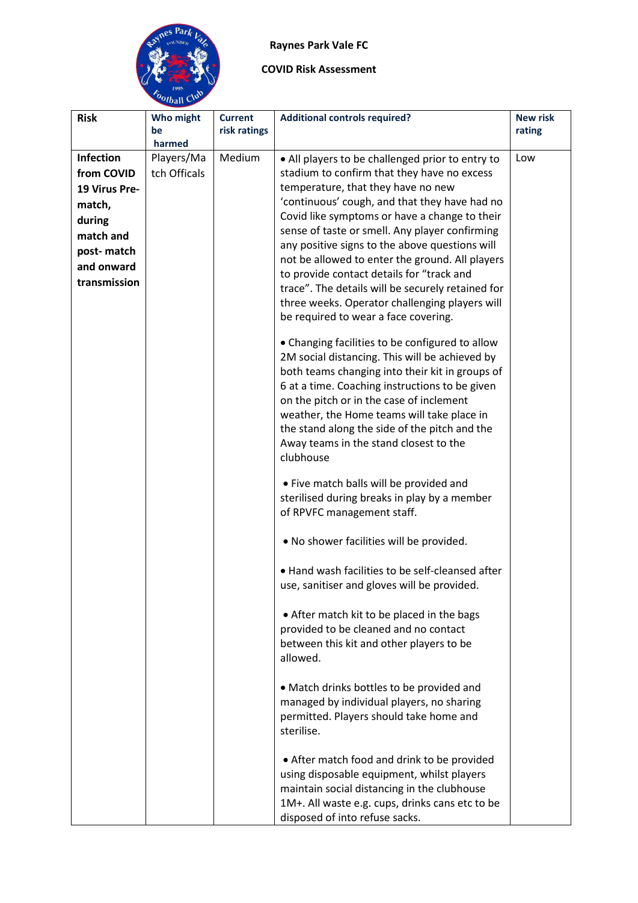# Raynes Park Vale FC

## COVID Risk Assessment

| Risk | Who might be harmed | Current risk ratings | Additional controls required? | New risk rating |
|---|---|---|---|---|
| **Infection from COVID 19 Virus Pre-match, during match and post- match and onward transmission** | Players/Match Officals | Medium | • All players to be challenged prior to entry to stadium to confirm that they have no excess temperature, that they have no new 'continuous' cough, and that they have had no Covid like symptoms or have a change to their sense of taste or smell. Any player confirming any positive signs to the above questions will not be allowed to enter the ground. All players to provide contact details for "track and trace". The details will be securely retained for three weeks. Operator challenging players will be required to wear a face covering.<br><br>• Changing facilities to be configured to allow 2M social distancing. This will be achieved by both teams changing into their kit in groups of 6 at a time. Coaching instructions to be given on the pitch or in the case of inclement weather, the Home teams will take place in the stand along the side of the pitch and the Away teams in the stand closest to the clubhouse<br><br>• Five match balls will be provided and sterilised during breaks in play by a member of RPVFC management staff.<br><br>• No shower facilities will be provided.<br><br>• Hand wash facilities to be self-cleansed after use, sanitiser and gloves will be provided.<br><br>• After match kit to be placed in the bags provided to be cleaned and no contact between this kit and other players to be allowed.<br><br>• Match drinks bottles to be provided and managed by individual players, no sharing permitted. Players should take home and sterilise.<br><br>• After match food and drink to be provided using disposable equipment, whilst players maintain social distancing in the clubhouse 1M+. All waste e.g. cups, drinks cans etc to be disposed of into refuse sacks. | Low |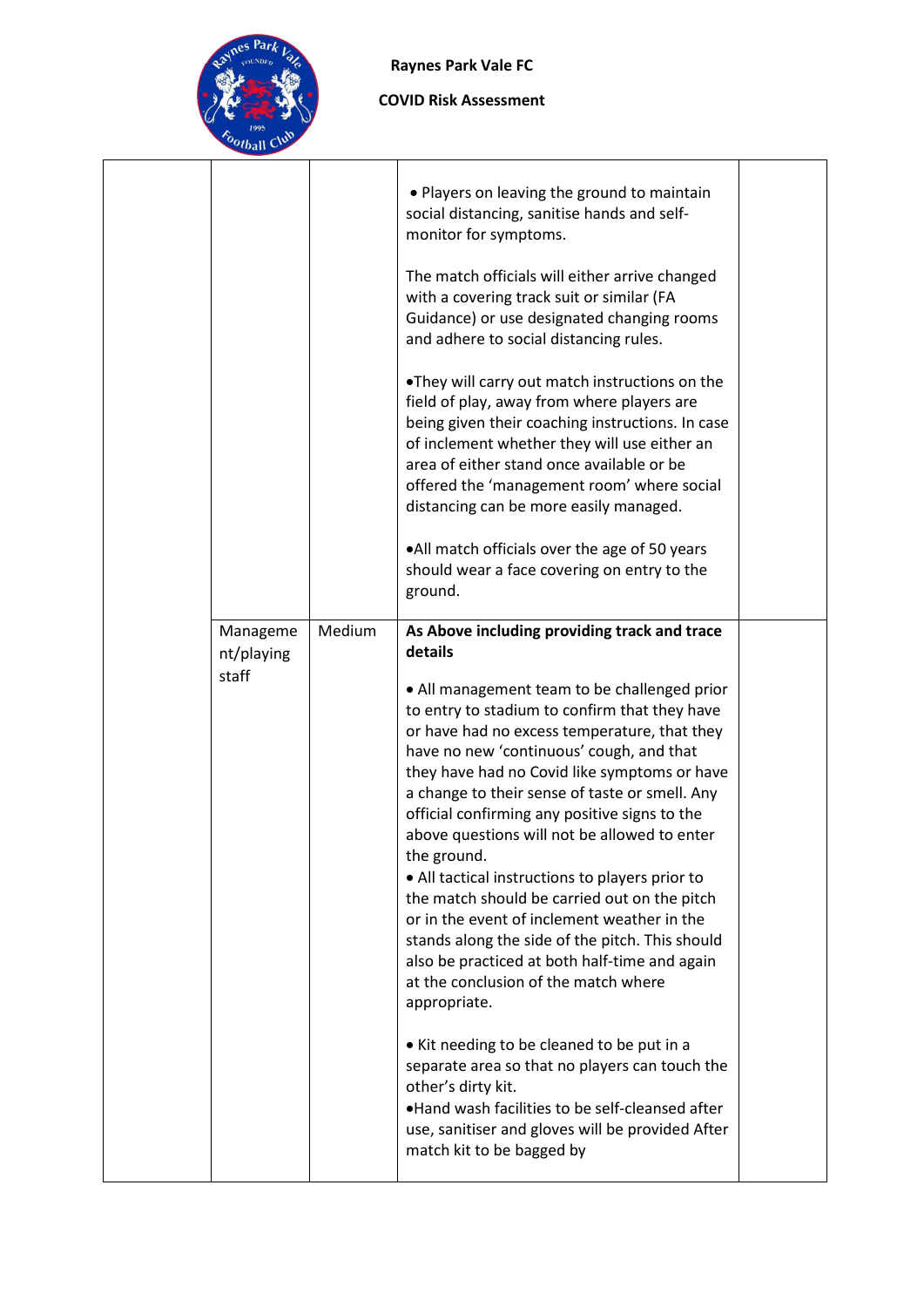| | | | | |
|---|---|---|---|---|
| | | | • Players on leaving the ground to maintain social distancing, sanitise hands and self-monitor for symptoms.<br><br>The match officials will either arrive changed with a covering track suit or similar (FA Guidance) or use designated changing rooms and adhere to social distancing rules.<br><br>•They will carry out match instructions on the field of play, away from where players are being given their coaching instructions. In case of inclement whether they will use either an area of either stand once available or be offered the 'management room' where social distancing can be more easily managed.<br><br>•All match officials over the age of 50 years should wear a face covering on entry to the ground. | |
| | Management/playing staff | Medium | **As Above including providing track and trace details**<br><br>• All management team to be challenged prior to entry to stadium to confirm that they have or have had no excess temperature, that they have no new 'continuous' cough, and that they have had no Covid like symptoms or have a change to their sense of taste or smell. Any official confirming any positive signs to the above questions will not be allowed to enter the ground.<br>• All tactical instructions to players prior to the match should be carried out on the pitch or in the event of inclement weather in the stands along the side of the pitch. This should also be practiced at both half-time and again at the conclusion of the match where appropriate.<br><br>• Kit needing to be cleaned to be put in a separate area so that no players can touch the other's dirty kit.<br>•Hand wash facilities to be self-cleansed after use, sanitiser and gloves will be provided After match kit to be bagged by | |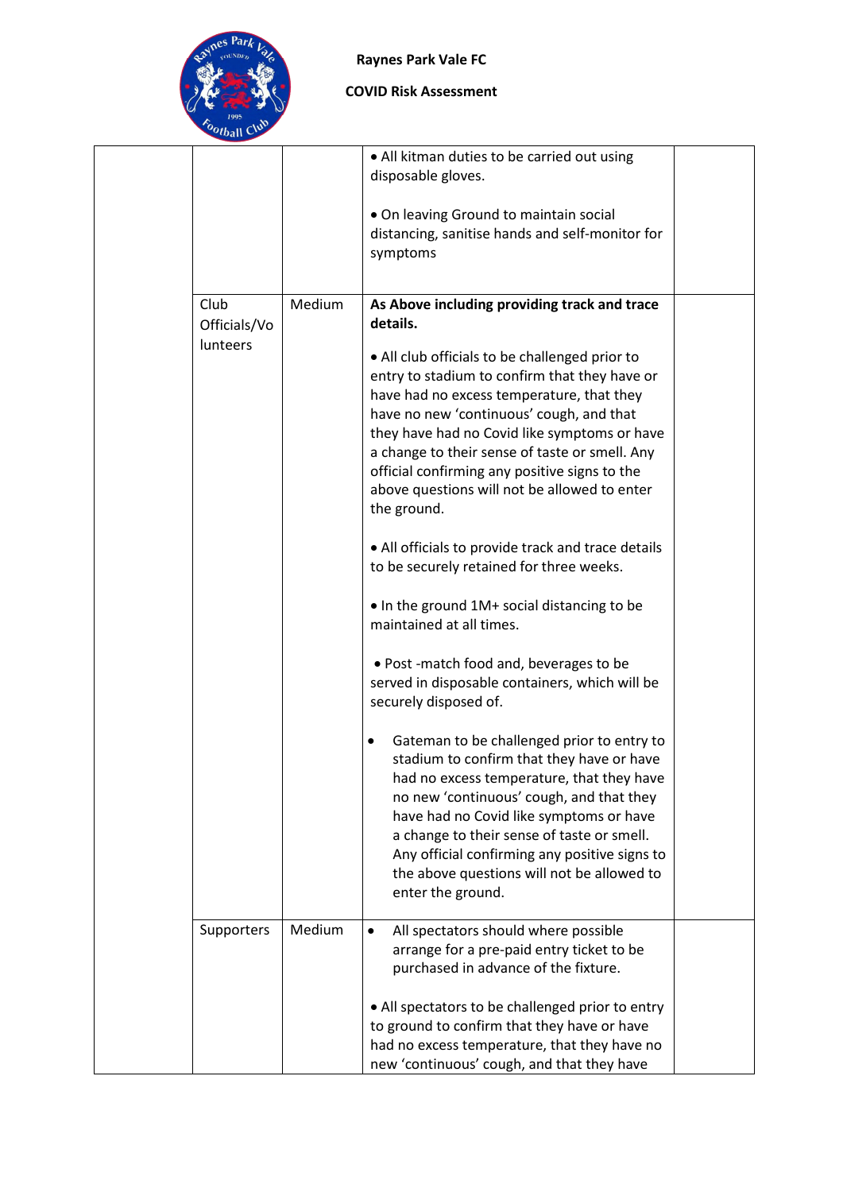**Raynes Park Vale FC**

**COVID Risk Assessment**

| | | | | |
|---|---|---|---|---|
| | | | • All kitman duties to be carried out using disposable gloves.<br><br>• On leaving Ground to maintain social distancing, sanitise hands and self-monitor for symptoms | |
| | Club Officials/Volunteers | Medium | **As Above including providing track and trace details.**<br><br>• All club officials to be challenged prior to entry to stadium to confirm that they have or have had no excess temperature, that they have no new 'continuous' cough, and that they have had no Covid like symptoms or have a change to their sense of taste or smell. Any official confirming any positive signs to the above questions will not be allowed to enter the ground.<br><br>• All officials to provide track and trace details to be securely retained for three weeks.<br><br>• In the ground 1M+ social distancing to be maintained at all times.<br><br>• Post -match food and, beverages to be served in disposable containers, which will be securely disposed of.<br><br>• Gateman to be challenged prior to entry to stadium to confirm that they have or have had no excess temperature, that they have no new 'continuous' cough, and that they have had no Covid like symptoms or have a change to their sense of taste or smell. Any official confirming any positive signs to the above questions will not be allowed to enter the ground. | |
| | Supporters | Medium | • All spectators should where possible arrange for a pre-paid entry ticket to be purchased in advance of the fixture.<br><br>• All spectators to be challenged prior to entry to ground to confirm that they have or have had no excess temperature, that they have no new 'continuous' cough, and that they have | |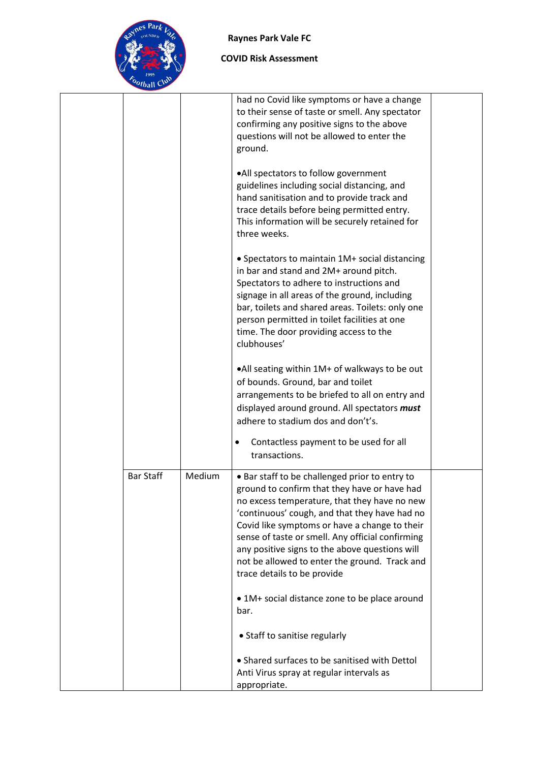| | | | | |
|---|---|---|---|---|
| | | | had no Covid like symptoms or have a change to their sense of taste or smell. Any spectator confirming any positive signs to the above questions will not be allowed to enter the ground.<br><br>•All spectators to follow government guidelines including social distancing, and hand sanitisation and to provide track and trace details before being permitted entry. This information will be securely retained for three weeks.<br><br>• Spectators to maintain 1M+ social distancing in bar and stand and 2M+ around pitch. Spectators to adhere to instructions and signage in all areas of the ground, including bar, toilets and shared areas. Toilets: only one person permitted in toilet facilities at one time. The door providing access to the clubhouses'<br><br>•All seating within 1M+ of walkways to be out of bounds. Ground, bar and toilet arrangements to be briefed to all on entry and displayed around ground. All spectators ***must*** adhere to stadium dos and don't's.<br><br>• Contactless payment to be used for all transactions. | |
| | Bar Staff | Medium | • Bar staff to be challenged prior to entry to ground to confirm that they have or have had no excess temperature, that they have no new 'continuous' cough, and that they have had no Covid like symptoms or have a change to their sense of taste or smell. Any official confirming any positive signs to the above questions will not be allowed to enter the ground. Track and trace details to be provide<br><br>• 1M+ social distance zone to be place around bar.<br><br>• Staff to sanitise regularly<br><br>• Shared surfaces to be sanitised with Dettol Anti Virus spray at regular intervals as appropriate. | |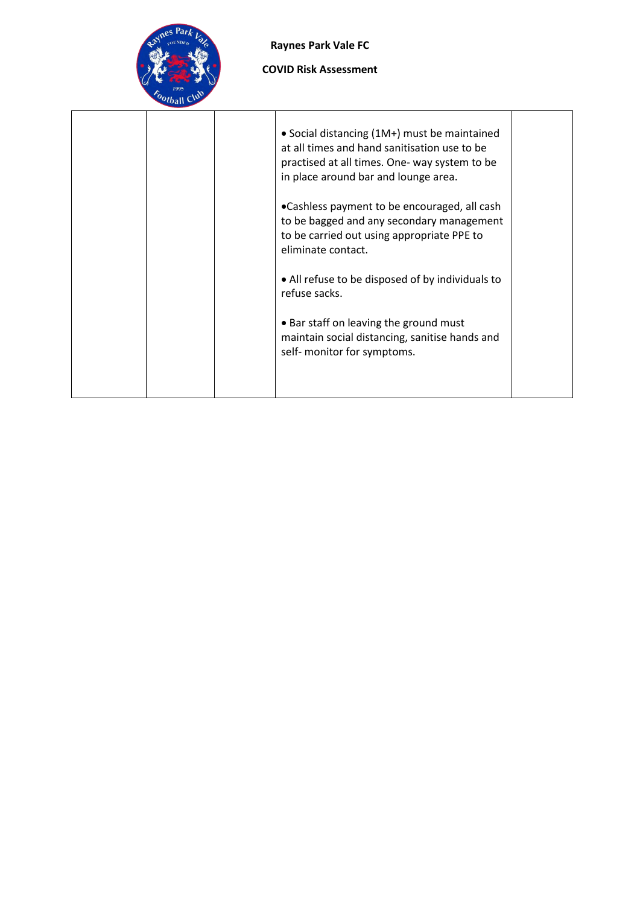| | | | | |
|---|---|---|---|---|
| | | | • Social distancing (1M+) must be maintained at all times and hand sanitisation use to be practised at all times. One- way system to be in place around bar and lounge area.<br><br>•Cashless payment to be encouraged, all cash to be bagged and any secondary management to be carried out using appropriate PPE to eliminate contact.<br><br>• All refuse to be disposed of by individuals to refuse sacks.<br><br>• Bar staff on leaving the ground must maintain social distancing, sanitise hands and self- monitor for symptoms. | |